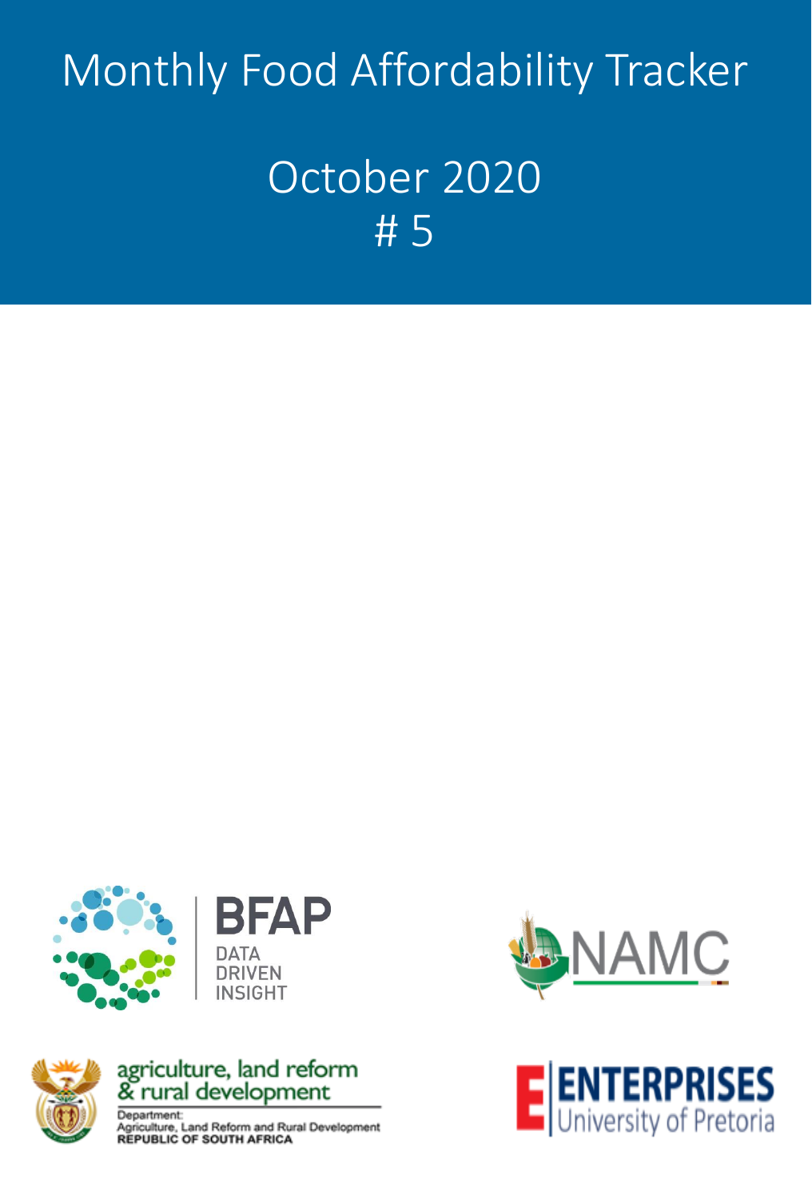# Monthly Food Affordability Tracker

## October 2020

## # 5

BFAP
DATA
DRIVEN
INSIGHT

NAMC

agriculture, land reform & rural development

Department:
Agriculture, Land Reform and Rural Development
REPUBLIC OF SOUTH AFRICA

ENTERPRISES
University of Pretoria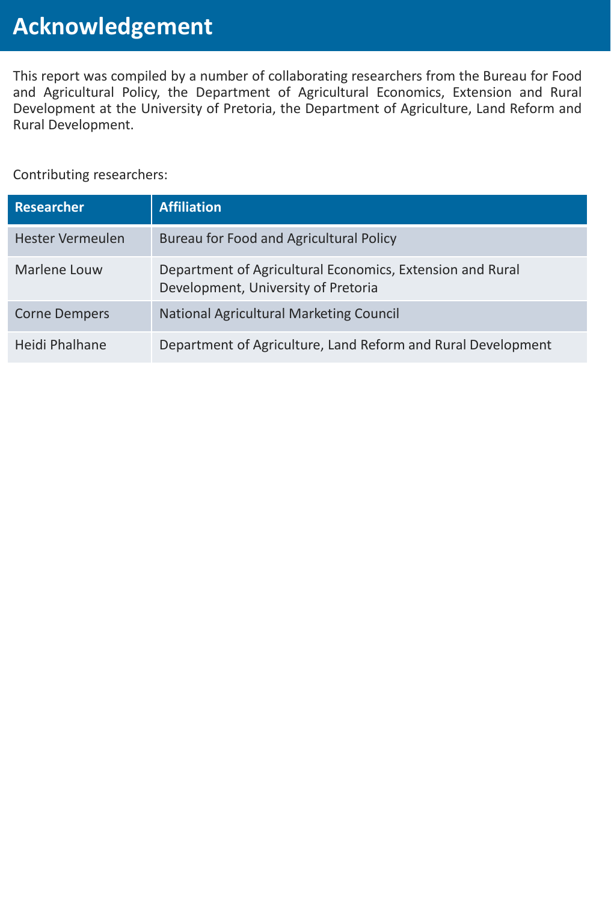# Acknowledgement

This report was compiled by a number of collaborating researchers from the Bureau for Food and Agricultural Policy, the Department of Agricultural Economics, Extension and Rural Development at the University of Pretoria, the Department of Agriculture, Land Reform and Rural Development.

Contributing researchers:

| Researcher | Affiliation |
| --- | --- |
| Hester Vermeulen | Bureau for Food and Agricultural Policy |
| Marlene Louw | Department of Agricultural Economics, Extension and Rural Development, University of Pretoria |
| Corne Dempers | National Agricultural Marketing Council |
| Heidi Phalhane | Department of Agriculture, Land Reform and Rural Development |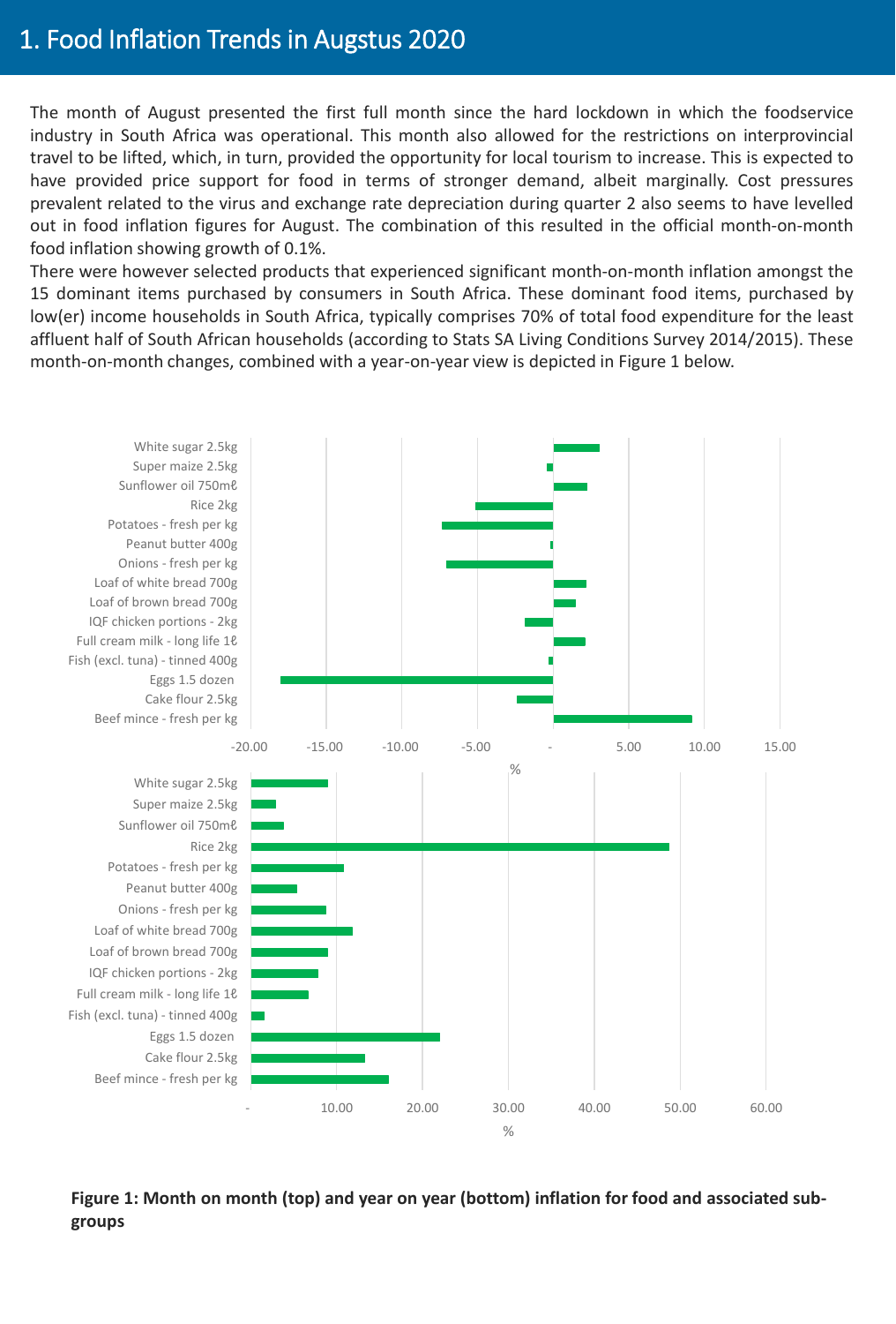# 1. Food Inflation Trends in Augstus 2020

The month of August presented the first full month since the hard lockdown in which the foodservice industry in South Africa was operational. This month also allowed for the restrictions on interprovincial travel to be lifted, which, in turn, provided the opportunity for local tourism to increase. This is expected to have provided price support for food in terms of stronger demand, albeit marginally. Cost pressures prevalent related to the virus and exchange rate depreciation during quarter 2 also seems to have levelled out in food inflation figures for August. The combination of this resulted in the official month-on-month food inflation showing growth of 0.1%.

There were however selected products that experienced significant month-on-month inflation amongst the 15 dominant items purchased by consumers in South Africa. These dominant food items, purchased by low(er) income households in South Africa, typically comprises 70% of total food expenditure for the least affluent half of South African households (according to Stats SA Living Conditions Survey 2014/2015). These month-on-month changes, combined with a year-on-year view is depicted in Figure 1 below.

**Figure 1: Month on month (top) and year on year (bottom) inflation for food and associated sub-groups**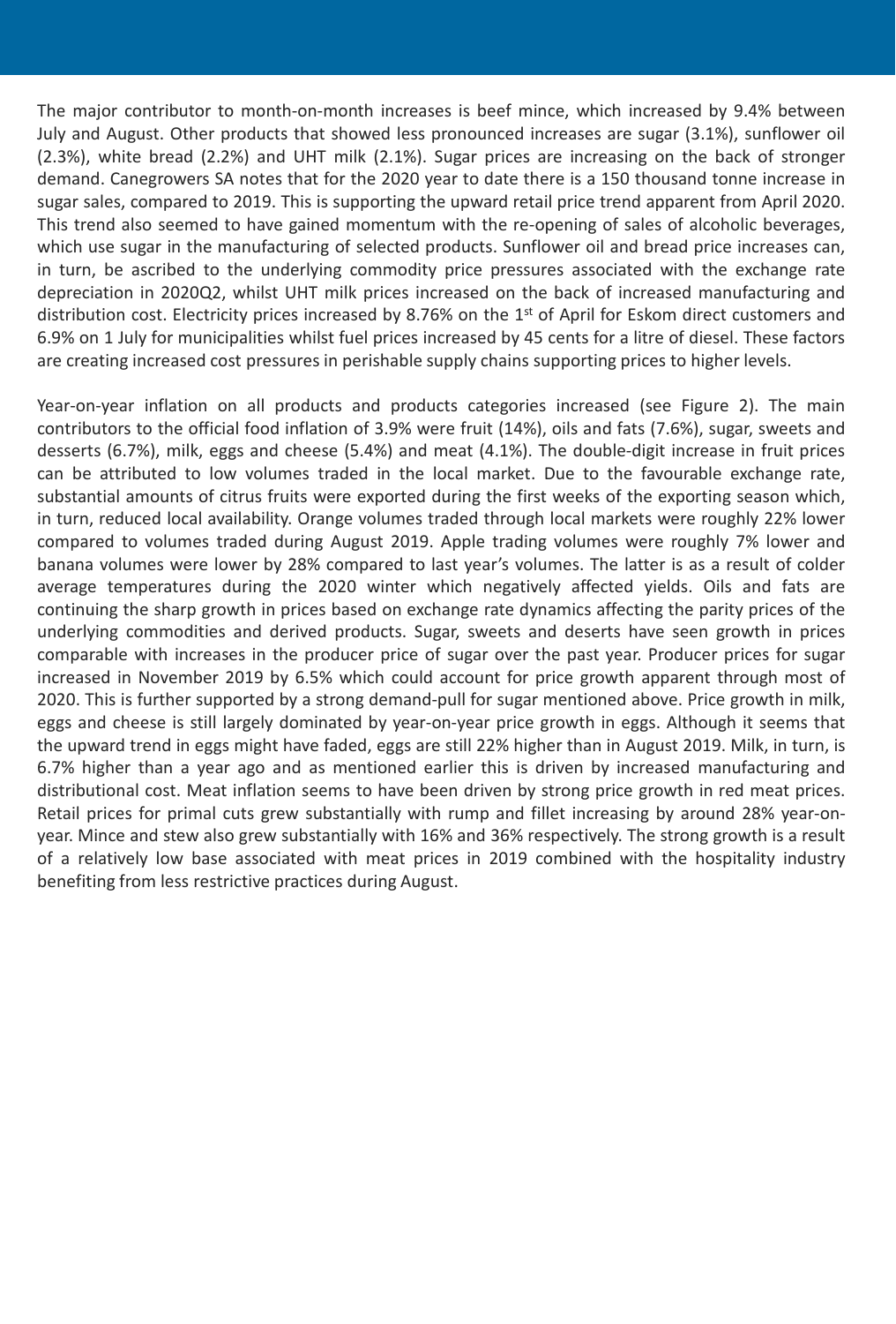The major contributor to month-on-month increases is beef mince, which increased by 9.4% between July and August. Other products that showed less pronounced increases are sugar (3.1%), sunflower oil (2.3%), white bread (2.2%) and UHT milk (2.1%). Sugar prices are increasing on the back of stronger demand. Canegrowers SA notes that for the 2020 year to date there is a 150 thousand tonne increase in sugar sales, compared to 2019. This is supporting the upward retail price trend apparent from April 2020. This trend also seemed to have gained momentum with the re-opening of sales of alcoholic beverages, which use sugar in the manufacturing of selected products. Sunflower oil and bread price increases can, in turn, be ascribed to the underlying commodity price pressures associated with the exchange rate depreciation in 2020Q2, whilst UHT milk prices increased on the back of increased manufacturing and distribution cost. Electricity prices increased by 8.76% on the 1st of April for Eskom direct customers and 6.9% on 1 July for municipalities whilst fuel prices increased by 45 cents for a litre of diesel. These factors are creating increased cost pressures in perishable supply chains supporting prices to higher levels.

Year-on-year inflation on all products and products categories increased (see Figure 2). The main contributors to the official food inflation of 3.9% were fruit (14%), oils and fats (7.6%), sugar, sweets and desserts (6.7%), milk, eggs and cheese (5.4%) and meat (4.1%). The double-digit increase in fruit prices can be attributed to low volumes traded in the local market. Due to the favourable exchange rate, substantial amounts of citrus fruits were exported during the first weeks of the exporting season which, in turn, reduced local availability. Orange volumes traded through local markets were roughly 22% lower compared to volumes traded during August 2019. Apple trading volumes were roughly 7% lower and banana volumes were lower by 28% compared to last year's volumes. The latter is as a result of colder average temperatures during the 2020 winter which negatively affected yields. Oils and fats are continuing the sharp growth in prices based on exchange rate dynamics affecting the parity prices of the underlying commodities and derived products. Sugar, sweets and deserts have seen growth in prices comparable with increases in the producer price of sugar over the past year. Producer prices for sugar increased in November 2019 by 6.5% which could account for price growth apparent through most of 2020. This is further supported by a strong demand-pull for sugar mentioned above. Price growth in milk, eggs and cheese is still largely dominated by year-on-year price growth in eggs. Although it seems that the upward trend in eggs might have faded, eggs are still 22% higher than in August 2019. Milk, in turn, is 6.7% higher than a year ago and as mentioned earlier this is driven by increased manufacturing and distributional cost. Meat inflation seems to have been driven by strong price growth in red meat prices. Retail prices for primal cuts grew substantially with rump and fillet increasing by around 28% year-on-year. Mince and stew also grew substantially with 16% and 36% respectively. The strong growth is a result of a relatively low base associated with meat prices in 2019 combined with the hospitality industry benefiting from less restrictive practices during August.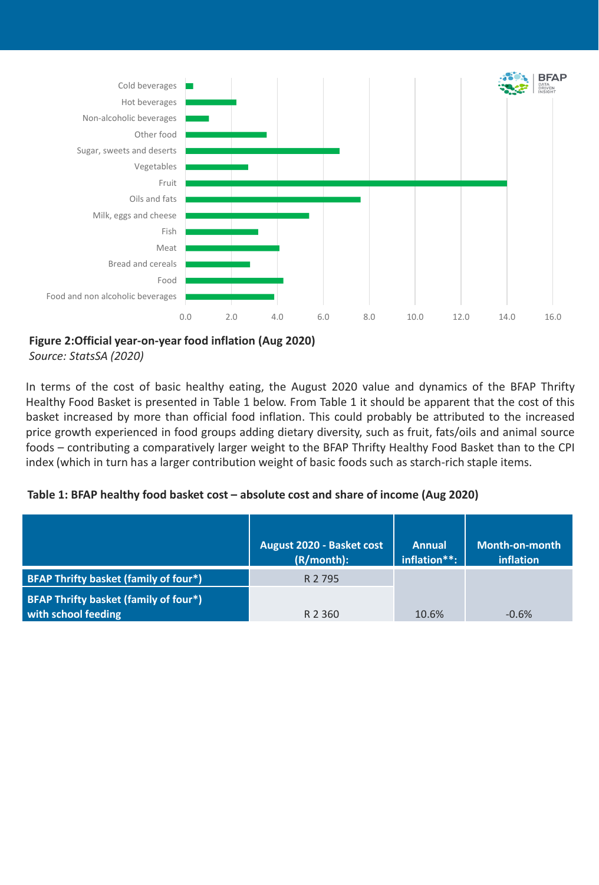**Figure 2:Official year-on-year food inflation (Aug 2020)**
*Source: StatsSA (2020)*

In terms of the cost of basic healthy eating, the August 2020 value and dynamics of the BFAP Thrifty Healthy Food Basket is presented in Table 1 below. From Table 1 it should be apparent that the cost of this basket increased by more than official food inflation. This could probably be attributed to the increased price growth experienced in food groups adding dietary diversity, such as fruit, fats/oils and animal source foods – contributing a comparatively larger weight to the BFAP Thrifty Healthy Food Basket than to the CPI index (which in turn has a larger contribution weight of basic foods such as starch-rich staple items.

**Table 1: BFAP healthy food basket cost – absolute cost and share of income (Aug 2020)**

| | August 2020 - Basket cost (R/month): | Annual inflation**: | Month-on-month inflation |
|---|---|---|---|
| **BFAP Thrifty basket (family of four*)** | R 2 795 | 10.6% | -0.6% |
| **BFAP Thrifty basket (family of four*) with school feeding** | R 2 360 | | |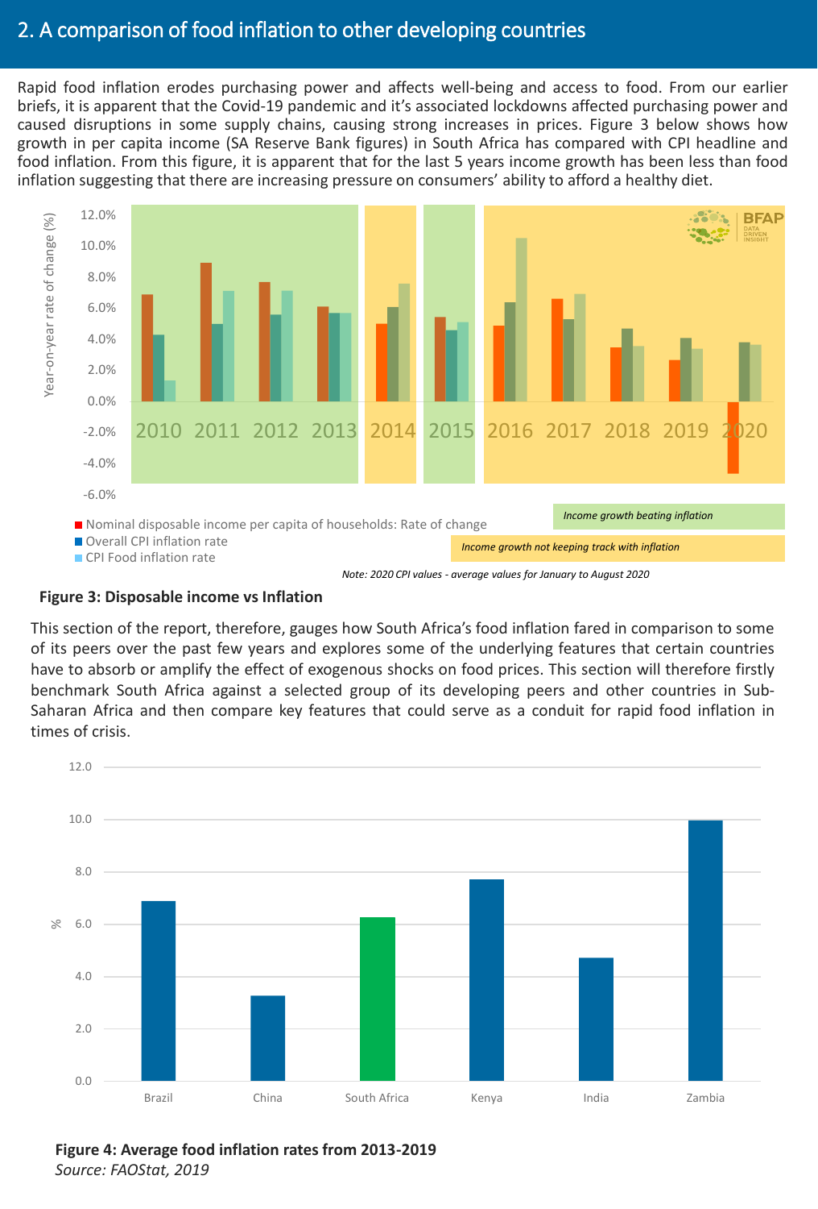## 2. A comparison of food inflation to other developing countries

Rapid food inflation erodes purchasing power and affects well-being and access to food. From our earlier briefs, it is apparent that the Covid-19 pandemic and it's associated lockdowns affected purchasing power and caused disruptions in some supply chains, causing strong increases in prices. Figure 3 below shows how growth in per capita income (SA Reserve Bank figures) in South Africa has compared with CPI headline and food inflation. From this figure, it is apparent that for the last 5 years income growth has been less than food inflation suggesting that there are increasing pressure on consumers' ability to afford a healthy diet.

**Figure 3: Disposable income vs Inflation**

*Note: 2020 CPI values - average values for January to August 2020*

This section of the report, therefore, gauges how South Africa's food inflation fared in comparison to some of its peers over the past few years and explores some of the underlying features that certain countries have to absorb or amplify the effect of exogenous shocks on food prices. This section will therefore firstly benchmark South Africa against a selected group of its developing peers and other countries in Sub-Saharan Africa and then compare key features that could serve as a conduit for rapid food inflation in times of crisis.

**Figure 4: Average food inflation rates from 2013-2019**
*Source: FAOStat, 2019*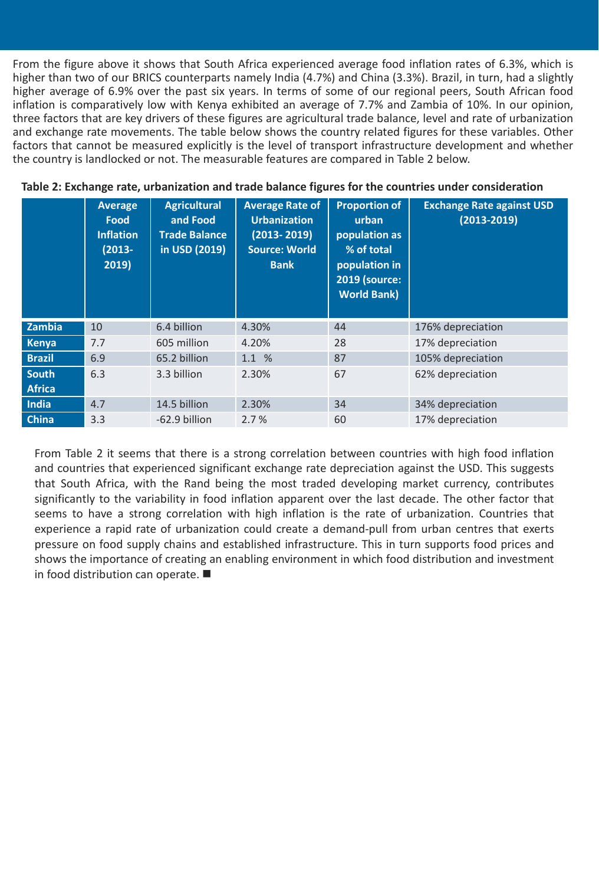From the figure above it shows that South Africa experienced average food inflation rates of 6.3%, which is higher than two of our BRICS counterparts namely India (4.7%) and China (3.3%). Brazil, in turn, had a slightly higher average of 6.9% over the past six years. In terms of some of our regional peers, South African food inflation is comparatively low with Kenya exhibited an average of 7.7% and Zambia of 10%. In our opinion, three factors that are key drivers of these figures are agricultural trade balance, level and rate of urbanization and exchange rate movements. The table below shows the country related figures for these variables. Other factors that cannot be measured explicitly is the level of transport infrastructure development and whether the country is landlocked or not. The measurable features are compared in Table 2 below.

**Table 2: Exchange rate, urbanization and trade balance figures for the countries under consideration**

| | Average Food Inflation (2013-2019) | Agricultural and Food Trade Balance in USD (2019) | Average Rate of Urbanization (2013- 2019) Source: World Bank | Proportion of urban population as % of total population in 2019 (source: World Bank) | Exchange Rate against USD (2013-2019) |
|---|---|---|---|---|---|
| Zambia | 10 | 6.4 billion | 4.30% | 44 | 176% depreciation |
| Kenya | 7.7 | 605 million | 4.20% | 28 | 17% depreciation |
| Brazil | 6.9 | 65.2 billion | 1.1 % | 87 | 105% depreciation |
| South Africa | 6.3 | 3.3 billion | 2.30% | 67 | 62% depreciation |
| India | 4.7 | 14.5 billion | 2.30% | 34 | 34% depreciation |
| China | 3.3 | -62.9 billion | 2.7 % | 60 | 17% depreciation |

From Table 2 it seems that there is a strong correlation between countries with high food inflation and countries that experienced significant exchange rate depreciation against the USD. This suggests that South Africa, with the Rand being the most traded developing market currency, contributes significantly to the variability in food inflation apparent over the last decade. The other factor that seems to have a strong correlation with high inflation is the rate of urbanization. Countries that experience a rapid rate of urbanization could create a demand-pull from urban centres that exerts pressure on food supply chains and established infrastructure. This in turn supports food prices and shows the importance of creating an enabling environment in which food distribution and investment in food distribution can operate. ■